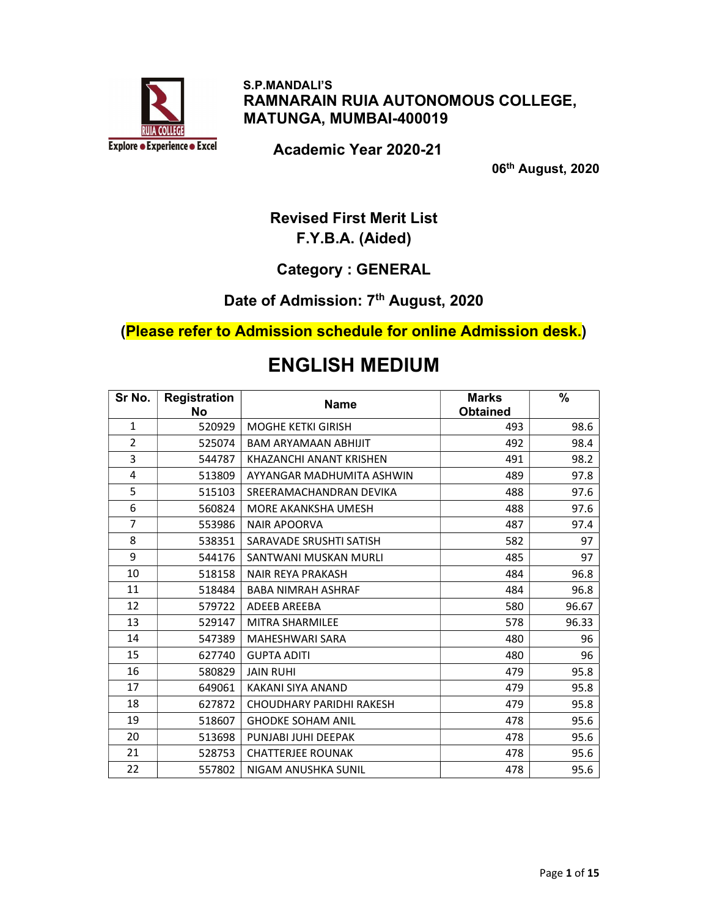S.P.MANDALI'S

# RAMNARAIN RUIA AUTONOMOUS COLLEGE, MATUNGA, MUMBAI-400019

## Academic Year 2020-21

**06th August, 2020**

## Revised First Merit List
## F.Y.B.A. (Aided)

## Category : GENERAL

## Date of Admission: 7th August, 2020

**(Please refer to Admission schedule for online Admission desk.)**

# ENGLISH MEDIUM

| Sr No. | Registration No | Name | Marks Obtained | % |
|---|---|---|---|---|
| 1 | 520929 | MOGHE KETKI GIRISH | 493 | 98.6 |
| 2 | 525074 | BAM ARYAMAAN ABHIJIT | 492 | 98.4 |
| 3 | 544787 | KHAZANCHI ANANT KRISHEN | 491 | 98.2 |
| 4 | 513809 | AYYANGAR MADHUMITA ASHWIN | 489 | 97.8 |
| 5 | 515103 | SREERAMACHANDRAN DEVIKA | 488 | 97.6 |
| 6 | 560824 | MORE AKANKSHA UMESH | 488 | 97.6 |
| 7 | 553986 | NAIR APOORVA | 487 | 97.4 |
| 8 | 538351 | SARAVADE SRUSHTI SATISH | 582 | 97 |
| 9 | 544176 | SANTWANI MUSKAN MURLI | 485 | 97 |
| 10 | 518158 | NAIR REYA PRAKASH | 484 | 96.8 |
| 11 | 518484 | BABA NIMRAH ASHRAF | 484 | 96.8 |
| 12 | 579722 | ADEEB AREEBA | 580 | 96.67 |
| 13 | 529147 | MITRA SHARMILEE | 578 | 96.33 |
| 14 | 547389 | MAHESHWARI SARA | 480 | 96 |
| 15 | 627740 | GUPTA ADITI | 480 | 96 |
| 16 | 580829 | JAIN RUHI | 479 | 95.8 |
| 17 | 649061 | KAKANI SIYA ANAND | 479 | 95.8 |
| 18 | 627872 | CHOUDHARY PARIDHI RAKESH | 479 | 95.8 |
| 19 | 518607 | GHODKE SOHAM ANIL | 478 | 95.6 |
| 20 | 513698 | PUNJABI JUHI DEEPAK | 478 | 95.6 |
| 21 | 528753 | CHATTERJEE ROUNAK | 478 | 95.6 |
| 22 | 557802 | NIGAM ANUSHKA SUNIL | 478 | 95.6 |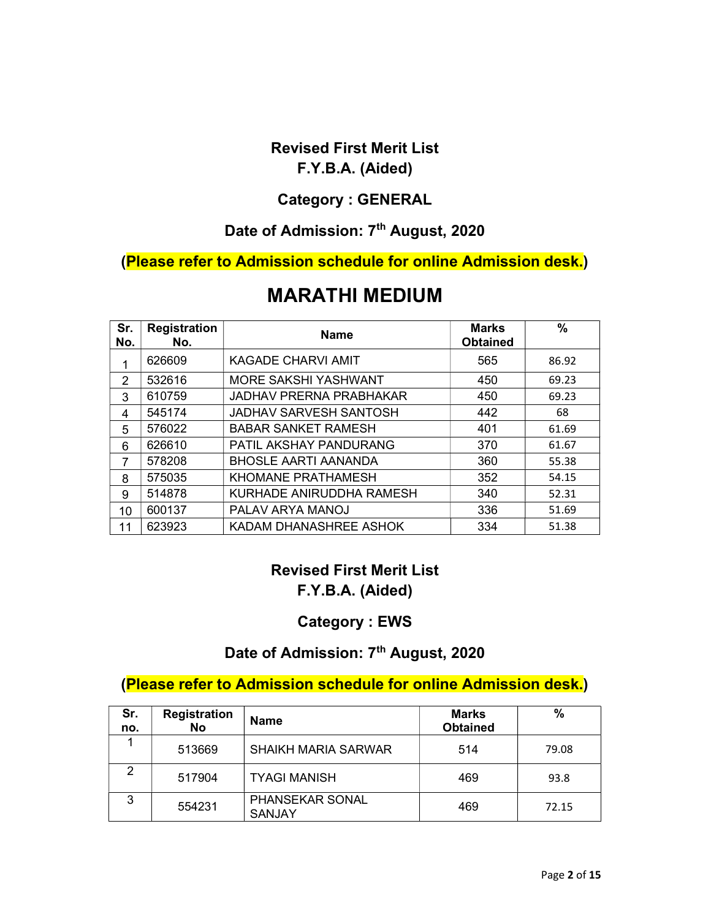## Revised First Merit List
## F.Y.B.A. (Aided)

### Category : GENERAL

### Date of Admission: 7th August, 2020

**(Please refer to Admission schedule for online Admission desk.)**

# MARATHI MEDIUM

| Sr. No. | Registration No. | Name | Marks Obtained | % |
|---|---|---|---|---|
| 1 | 626609 | KAGADE CHARVI AMIT | 565 | 86.92 |
| 2 | 532616 | MORE SAKSHI YASHWANT | 450 | 69.23 |
| 3 | 610759 | JADHAV PRERNA PRABHAKAR | 450 | 69.23 |
| 4 | 545174 | JADHAV SARVESH SANTOSH | 442 | 68 |
| 5 | 576022 | BABAR SANKET RAMESH | 401 | 61.69 |
| 6 | 626610 | PATIL AKSHAY PANDURANG | 370 | 61.67 |
| 7 | 578208 | BHOSLE AARTI AANANDA | 360 | 55.38 |
| 8 | 575035 | KHOMANE PRATHAMESH | 352 | 54.15 |
| 9 | 514878 | KURHADE ANIRUDDHA RAMESH | 340 | 52.31 |
| 10 | 600137 | PALAV ARYA MANOJ | 336 | 51.69 |
| 11 | 623923 | KADAM DHANASHREE ASHOK | 334 | 51.38 |

## Revised First Merit List
## F.Y.B.A. (Aided)

### Category : EWS

### Date of Admission: 7th August, 2020

**(Please refer to Admission schedule for online Admission desk.)**

| Sr. no. | Registration No | Name | Marks Obtained | % |
|---|---|---|---|---|
| 1 | 513669 | SHAIKH MARIA SARWAR | 514 | 79.08 |
| 2 | 517904 | TYAGI MANISH | 469 | 93.8 |
| 3 | 554231 | PHANSEKAR SONAL SANJAY | 469 | 72.15 |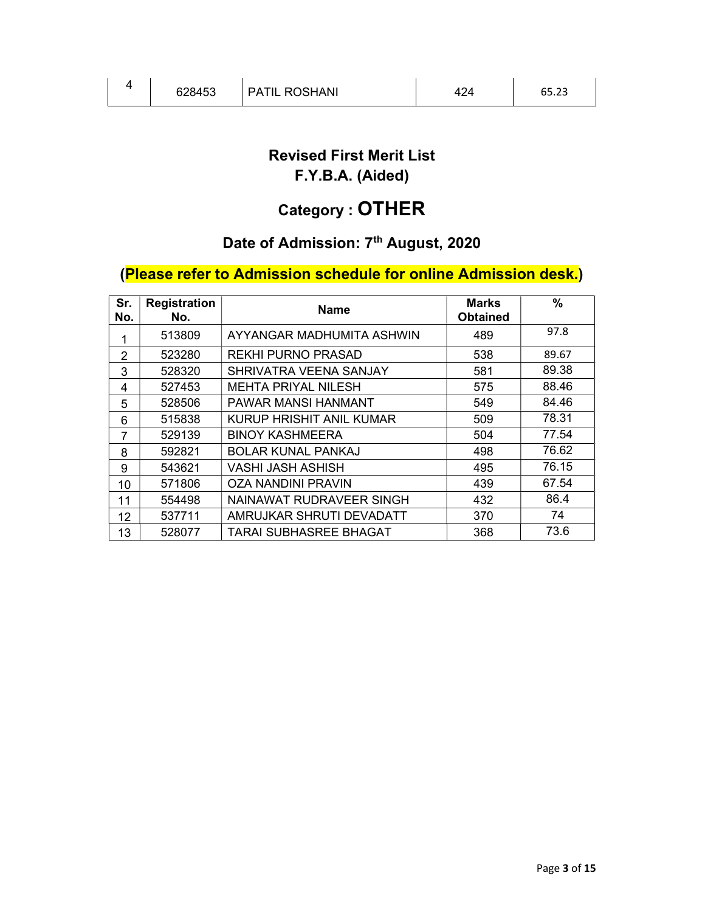| 4 | 628453 | PATIL ROSHANI | 424 | 65.23 |
|---|---|---|---|---|

## Revised First Merit List
## F.Y.B.A. (Aided)

## Category : OTHER

### Date of Admission: 7th August, 2020

### (Please refer to Admission schedule for online Admission desk.)

| Sr. No. | Registration No. | Name | Marks Obtained | % |
|---|---|---|---|---|
| 1 | 513809 | AYYANGAR MADHUMITA ASHWIN | 489 | 97.8 |
| 2 | 523280 | REKHI PURNO PRASAD | 538 | 89.67 |
| 3 | 528320 | SHRIVATRA VEENA SANJAY | 581 | 89.38 |
| 4 | 527453 | MEHTA PRIYAL NILESH | 575 | 88.46 |
| 5 | 528506 | PAWAR MANSI HANMANT | 549 | 84.46 |
| 6 | 515838 | KURUP HRISHIT ANIL KUMAR | 509 | 78.31 |
| 7 | 529139 | BINOY KASHMEERA | 504 | 77.54 |
| 8 | 592821 | BOLAR KUNAL PANKAJ | 498 | 76.62 |
| 9 | 543621 | VASHI JASH ASHISH | 495 | 76.15 |
| 10 | 571806 | OZA NANDINI PRAVIN | 439 | 67.54 |
| 11 | 554498 | NAINAWAT RUDRAVEER SINGH | 432 | 86.4 |
| 12 | 537711 | AMRUJKAR SHRUTI DEVADATT | 370 | 74 |
| 13 | 528077 | TARAI SUBHASREE BHAGAT | 368 | 73.6 |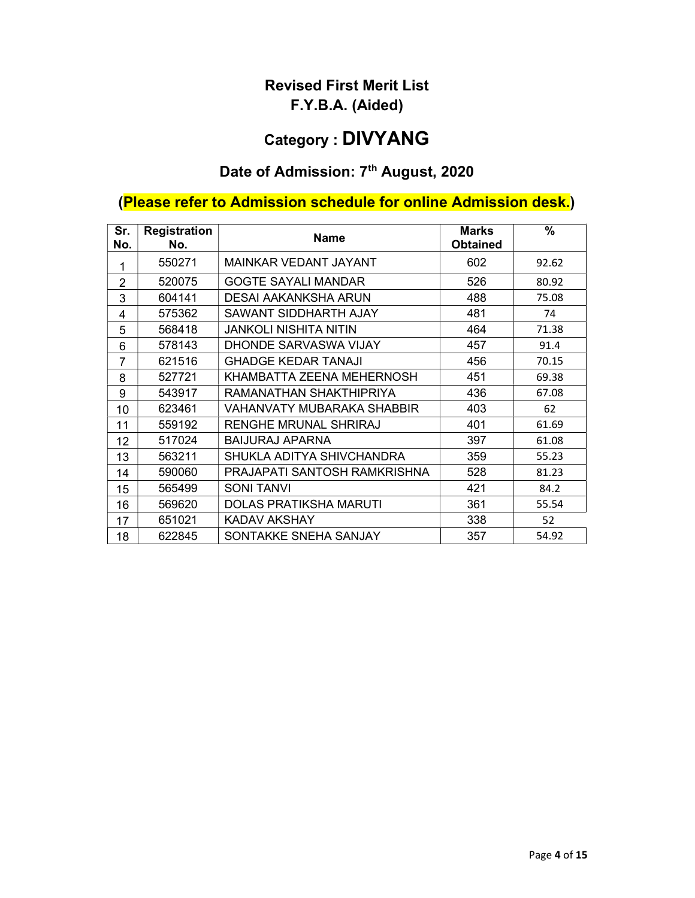# Revised First Merit List
## F.Y.B.A. (Aided)

## Category : DIVYANG

### Date of Admission: 7th August, 2020

### (Please refer to Admission schedule for online Admission desk.)

| Sr. No. | Registration No. | Name | Marks Obtained | % |
|---|---|---|---|---|
| 1 | 550271 | MAINKAR VEDANT JAYANT | 602 | 92.62 |
| 2 | 520075 | GOGTE SAYALI MANDAR | 526 | 80.92 |
| 3 | 604141 | DESAI AAKANKSHA ARUN | 488 | 75.08 |
| 4 | 575362 | SAWANT SIDDHARTH AJAY | 481 | 74 |
| 5 | 568418 | JANKOLI NISHITA NITIN | 464 | 71.38 |
| 6 | 578143 | DHONDE SARVASWA VIJAY | 457 | 91.4 |
| 7 | 621516 | GHADGE KEDAR TANAJI | 456 | 70.15 |
| 8 | 527721 | KHAMBATTA ZEENA MEHERNOSH | 451 | 69.38 |
| 9 | 543917 | RAMANATHAN SHAKTHIPRIYA | 436 | 67.08 |
| 10 | 623461 | VAHANVATY MUBARAKA SHABBIR | 403 | 62 |
| 11 | 559192 | RENGHE MRUNAL SHRIRAJ | 401 | 61.69 |
| 12 | 517024 | BAIJURAJ APARNA | 397 | 61.08 |
| 13 | 563211 | SHUKLA ADITYA SHIVCHANDRA | 359 | 55.23 |
| 14 | 590060 | PRAJAPATI SANTOSH RAMKRISHNA | 528 | 81.23 |
| 15 | 565499 | SONI TANVI | 421 | 84.2 |
| 16 | 569620 | DOLAS PRATIKSHA MARUTI | 361 | 55.54 |
| 17 | 651021 | KADAV AKSHAY | 338 | 52 |
| 18 | 622845 | SONTAKKE SNEHA SANJAY | 357 | 54.92 |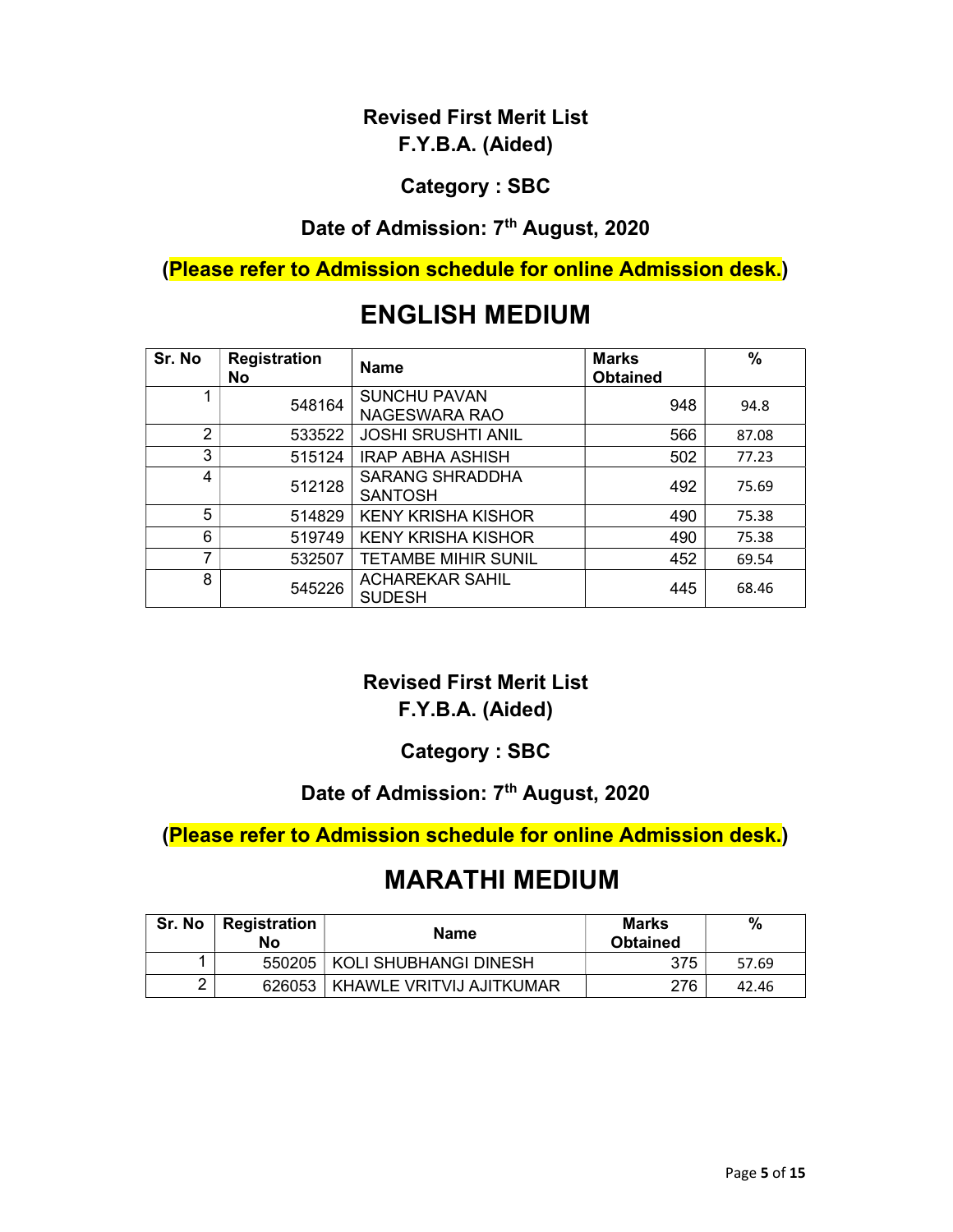**Revised First Merit List**
**F.Y.B.A. (Aided)**

**Category : SBC**

**Date of Admission: 7th August, 2020**

**(Please refer to Admission schedule for online Admission desk.)**

# ENGLISH MEDIUM

| Sr. No | Registration No | Name | Marks Obtained | % |
|---|---|---|---|---|
| 1 | 548164 | SUNCHU PAVAN NAGESWARA RAO | 948 | 94.8 |
| 2 | 533522 | JOSHI SRUSHTI ANIL | 566 | 87.08 |
| 3 | 515124 | IRAP ABHA ASHISH | 502 | 77.23 |
| 4 | 512128 | SARANG SHRADDHA SANTOSH | 492 | 75.69 |
| 5 | 514829 | KENY KRISHA KISHOR | 490 | 75.38 |
| 6 | 519749 | KENY KRISHA KISHOR | 490 | 75.38 |
| 7 | 532507 | TETAMBE MIHIR SUNIL | 452 | 69.54 |
| 8 | 545226 | ACHAREKAR SAHIL SUDESH | 445 | 68.46 |

**Revised First Merit List**
**F.Y.B.A. (Aided)**

**Category : SBC**

**Date of Admission: 7th August, 2020**

**(Please refer to Admission schedule for online Admission desk.)**

# MARATHI MEDIUM

| Sr. No | Registration No | Name | Marks Obtained | % |
|---|---|---|---|---|
| 1 | 550205 | KOLI SHUBHANGI DINESH | 375 | 57.69 |
| 2 | 626053 | KHAWLE VRITVIJ AJITKUMAR | 276 | 42.46 |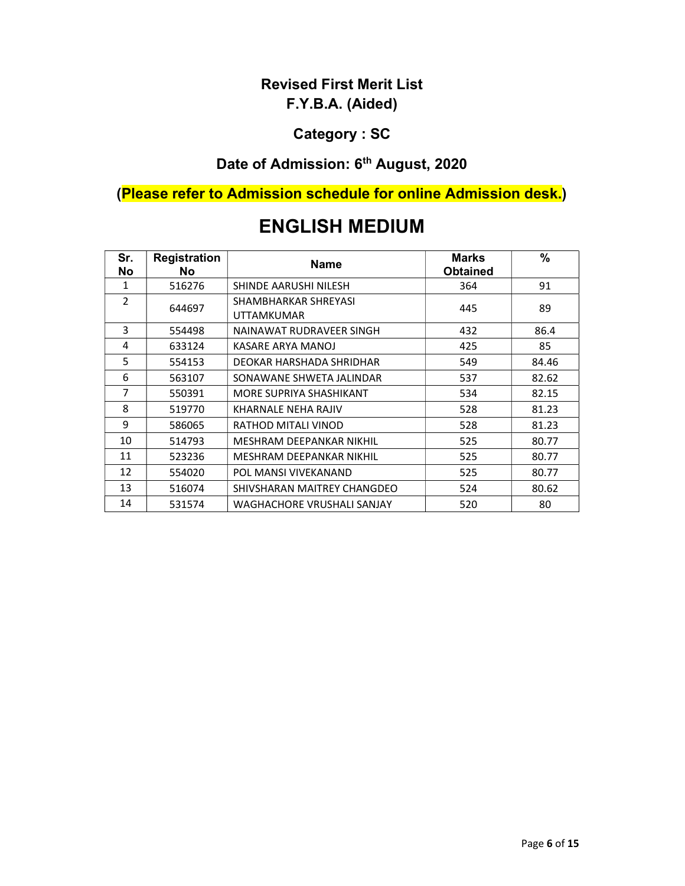## Revised First Merit List
## F.Y.B.A. (Aided)

### Category : SC

### Date of Admission: 6th August, 2020

**(Please refer to Admission schedule for online Admission desk.)**

# ENGLISH MEDIUM

| Sr. No | Registration No | Name | Marks Obtained | % |
|---|---|---|---|---|
| 1 | 516276 | SHINDE AARUSHI NILESH | 364 | 91 |
| 2 | 644697 | SHAMBHARKAR SHREYASI UTTAMKUMAR | 445 | 89 |
| 3 | 554498 | NAINAWAT RUDRAVEER SINGH | 432 | 86.4 |
| 4 | 633124 | KASARE ARYA MANOJ | 425 | 85 |
| 5 | 554153 | DEOKAR HARSHADA SHRIDHAR | 549 | 84.46 |
| 6 | 563107 | SONAWANE SHWETA JALINDAR | 537 | 82.62 |
| 7 | 550391 | MORE SUPRIYA SHASHIKANT | 534 | 82.15 |
| 8 | 519770 | KHARNALE NEHA RAJIV | 528 | 81.23 |
| 9 | 586065 | RATHOD MITALI VINOD | 528 | 81.23 |
| 10 | 514793 | MESHRAM DEEPANKAR NIKHIL | 525 | 80.77 |
| 11 | 523236 | MESHRAM DEEPANKAR NIKHIL | 525 | 80.77 |
| 12 | 554020 | POL MANSI VIVEKANAND | 525 | 80.77 |
| 13 | 516074 | SHIVSHARAN MAITREY CHANGDEO | 524 | 80.62 |
| 14 | 531574 | WAGHACHORE VRUSHALI SANJAY | 520 | 80 |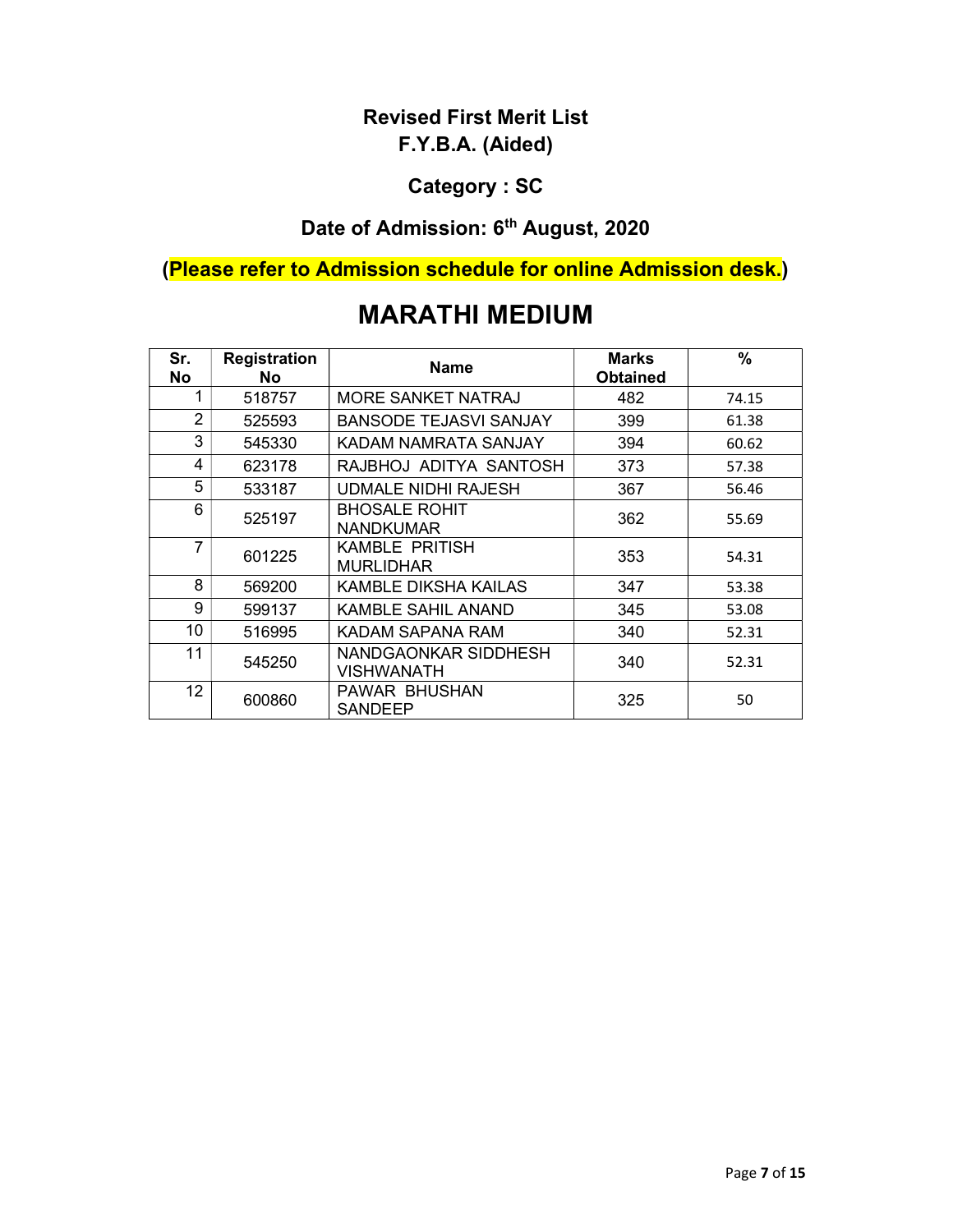**Revised First Merit List**
**F.Y.B.A. (Aided)**

**Category : SC**

**Date of Admission: 6th August, 2020**

**(Please refer to Admission schedule for online Admission desk.)**

# MARATHI MEDIUM

| Sr. No | Registration No | Name | Marks Obtained | % |
|---|---|---|---|---|
| 1 | 518757 | MORE SANKET NATRAJ | 482 | 74.15 |
| 2 | 525593 | BANSODE TEJASVI SANJAY | 399 | 61.38 |
| 3 | 545330 | KADAM NAMRATA SANJAY | 394 | 60.62 |
| 4 | 623178 | RAJBHOJ ADITYA SANTOSH | 373 | 57.38 |
| 5 | 533187 | UDMALE NIDHI RAJESH | 367 | 56.46 |
| 6 | 525197 | BHOSALE ROHIT NANDKUMAR | 362 | 55.69 |
| 7 | 601225 | KAMBLE PRITISH MURLIDHAR | 353 | 54.31 |
| 8 | 569200 | KAMBLE DIKSHA KAILAS | 347 | 53.38 |
| 9 | 599137 | KAMBLE SAHIL ANAND | 345 | 53.08 |
| 10 | 516995 | KADAM SAPANA RAM | 340 | 52.31 |
| 11 | 545250 | NANDGAONKAR SIDDHESH VISHWANATH | 340 | 52.31 |
| 12 | 600860 | PAWAR BHUSHAN SANDEEP | 325 | 50 |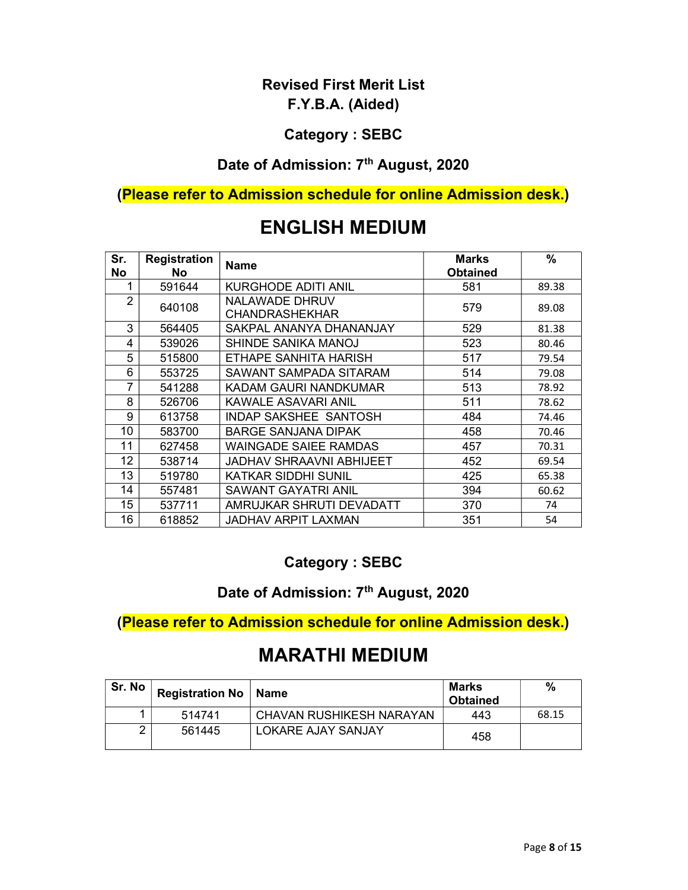**Revised First Merit List**
**F.Y.B.A. (Aided)**

**Category : SEBC**

**Date of Admission: 7th August, 2020**

**(Please refer to Admission schedule for online Admission desk.)**

# ENGLISH MEDIUM

| Sr. No | Registration No | Name | Marks Obtained | % |
|---|---|---|---|---|
| 1 | 591644 | KURGHODE ADITI ANIL | 581 | 89.38 |
| 2 | 640108 | NALAWADE DHRUV CHANDRASHEKHAR | 579 | 89.08 |
| 3 | 564405 | SAKPAL ANANYA DHANANJAY | 529 | 81.38 |
| 4 | 539026 | SHINDE SANIKA MANOJ | 523 | 80.46 |
| 5 | 515800 | ETHAPE SANHITA HARISH | 517 | 79.54 |
| 6 | 553725 | SAWANT SAMPADA SITARAM | 514 | 79.08 |
| 7 | 541288 | KADAM GAURI NANDKUMAR | 513 | 78.92 |
| 8 | 526706 | KAWALE ASAVARI ANIL | 511 | 78.62 |
| 9 | 613758 | INDAP SAKSHEE SANTOSH | 484 | 74.46 |
| 10 | 583700 | BARGE SANJANA DIPAK | 458 | 70.46 |
| 11 | 627458 | WAINGADE SAIEE RAMDAS | 457 | 70.31 |
| 12 | 538714 | JADHAV SHRAAVNI ABHIJEET | 452 | 69.54 |
| 13 | 519780 | KATKAR SIDDHI SUNIL | 425 | 65.38 |
| 14 | 557481 | SAWANT GAYATRI ANIL | 394 | 60.62 |
| 15 | 537711 | AMRUJKAR SHRUTI DEVADATT | 370 | 74 |
| 16 | 618852 | JADHAV ARPIT LAXMAN | 351 | 54 |

**Category : SEBC**

**Date of Admission: 7th August, 2020**

**(Please refer to Admission schedule for online Admission desk.)**

# MARATHI MEDIUM

| Sr. No | Registration No | Name | Marks Obtained | % |
|---|---|---|---|---|
| 1 | 514741 | CHAVAN RUSHIKESH NARAYAN | 443 | 68.15 |
| 2 | 561445 | LOKARE AJAY SANJAY | 458 | |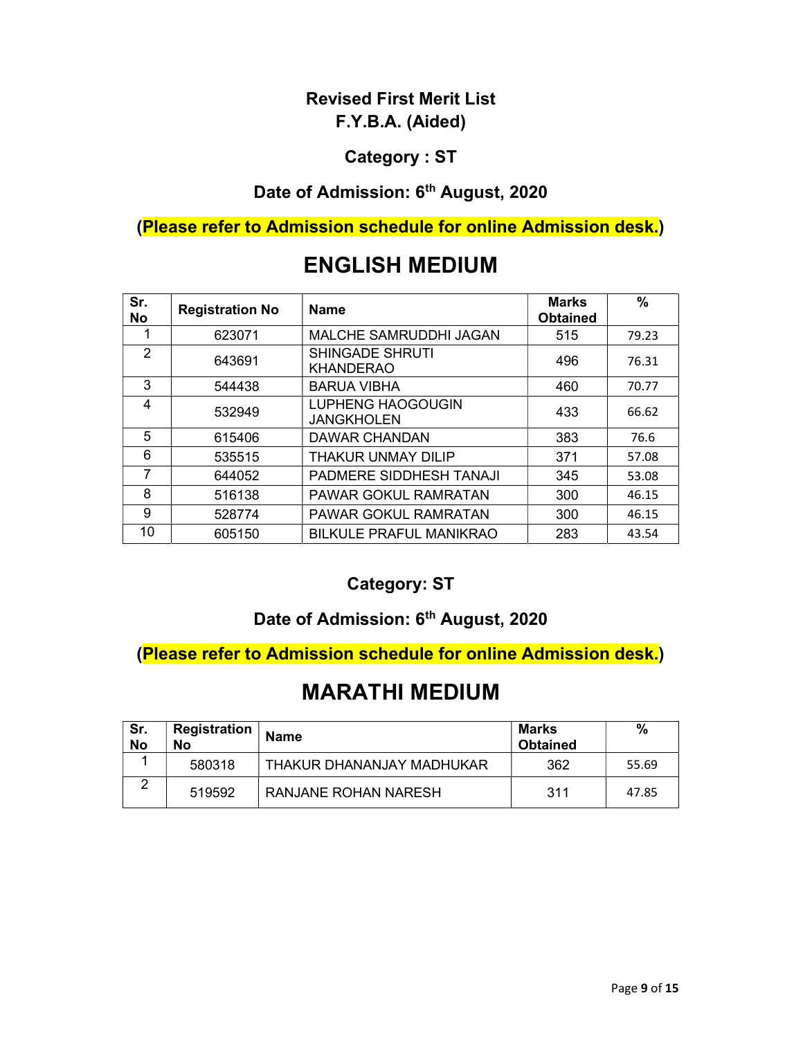**Revised First Merit List**
**F.Y.B.A. (Aided)**

**Category : ST**

**Date of Admission: 6th August, 2020**

**(Please refer to Admission schedule for online Admission desk.)**

# ENGLISH MEDIUM

| Sr. No | Registration No | Name | Marks Obtained | % |
|---|---|---|---|---|
| 1 | 623071 | MALCHE SAMRUDDHI JAGAN | 515 | 79.23 |
| 2 | 643691 | SHINGADE SHRUTI KHANDERAO | 496 | 76.31 |
| 3 | 544438 | BARUA VIBHA | 460 | 70.77 |
| 4 | 532949 | LUPHENG HAOGOUGIN JANGKHOLEN | 433 | 66.62 |
| 5 | 615406 | DAWAR CHANDAN | 383 | 76.6 |
| 6 | 535515 | THAKUR UNMAY DILIP | 371 | 57.08 |
| 7 | 644052 | PADMERE SIDDHESH TANAJI | 345 | 53.08 |
| 8 | 516138 | PAWAR GOKUL RAMRATAN | 300 | 46.15 |
| 9 | 528774 | PAWAR GOKUL RAMRATAN | 300 | 46.15 |
| 10 | 605150 | BILKULE PRAFUL MANIKRAO | 283 | 43.54 |

**Category: ST**

**Date of Admission: 6th August, 2020**

**(Please refer to Admission schedule for online Admission desk.)**

# MARATHI MEDIUM

| Sr. No | Registration No | Name | Marks Obtained | % |
|---|---|---|---|---|
| 1 | 580318 | THAKUR DHANANJAY MADHUKAR | 362 | 55.69 |
| 2 | 519592 | RANJANE ROHAN NARESH | 311 | 47.85 |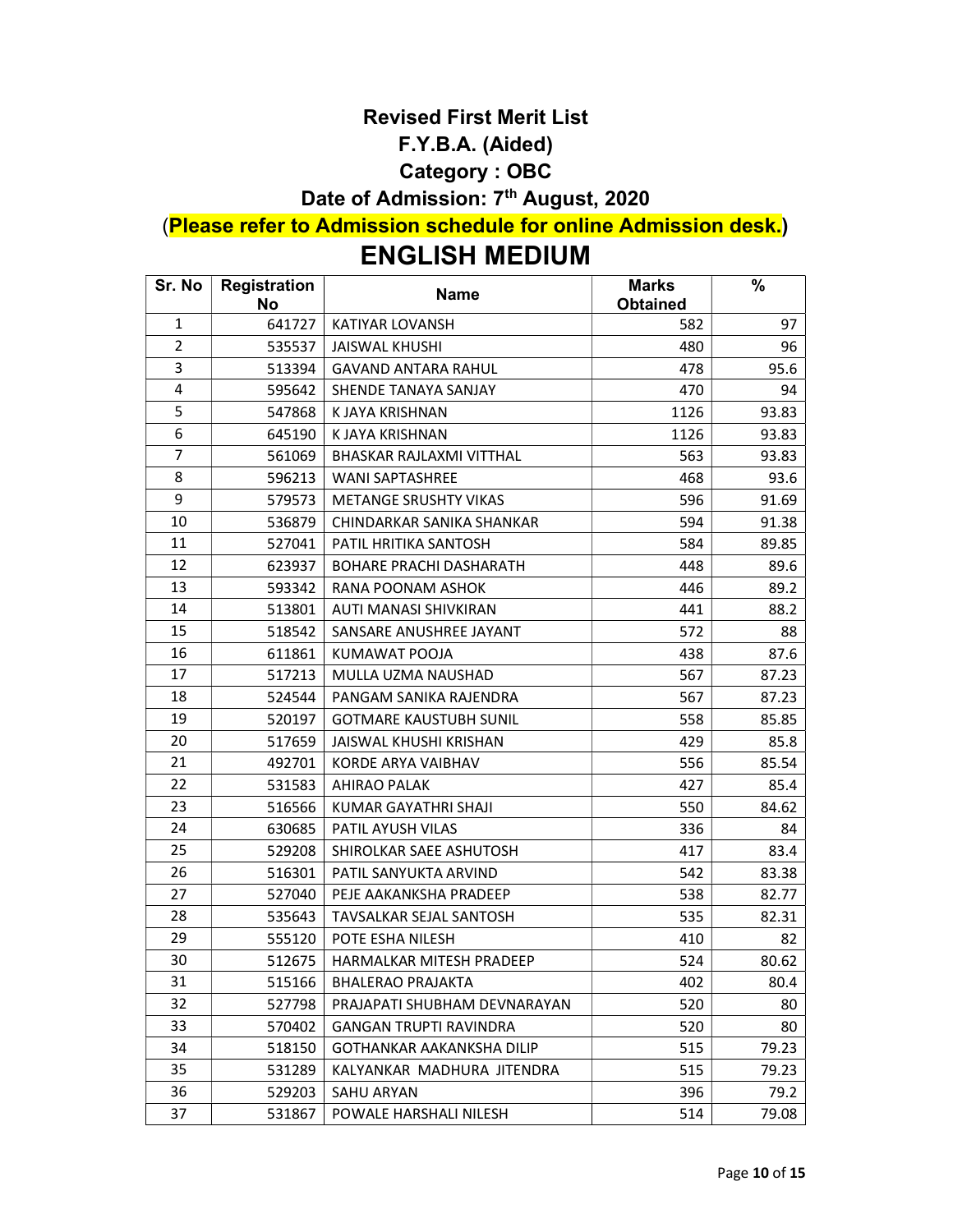## Revised First Merit List

## F.Y.B.A. (Aided)

## Category : OBC

## Date of Admission: 7th August, 2020

(**Please refer to Admission schedule for online Admission desk.**)

# ENGLISH MEDIUM

| Sr. No | Registration No | Name | Marks Obtained | % |
|---|---|---|---|---|
| 1 | 641727 | KATIYAR LOVANSH | 582 | 97 |
| 2 | 535537 | JAISWAL KHUSHI | 480 | 96 |
| 3 | 513394 | GAVAND ANTARA RAHUL | 478 | 95.6 |
| 4 | 595642 | SHENDE TANAYA SANJAY | 470 | 94 |
| 5 | 547868 | K JAYA KRISHNAN | 1126 | 93.83 |
| 6 | 645190 | K JAYA KRISHNAN | 1126 | 93.83 |
| 7 | 561069 | BHASKAR RAJLAXMI VITTHAL | 563 | 93.83 |
| 8 | 596213 | WANI SAPTASHREE | 468 | 93.6 |
| 9 | 579573 | METANGE SRUSHTY VIKAS | 596 | 91.69 |
| 10 | 536879 | CHINDARKAR SANIKA SHANKAR | 594 | 91.38 |
| 11 | 527041 | PATIL HRITIKA SANTOSH | 584 | 89.85 |
| 12 | 623937 | BOHARE PRACHI DASHARATH | 448 | 89.6 |
| 13 | 593342 | RANA POONAM ASHOK | 446 | 89.2 |
| 14 | 513801 | AUTI MANASI SHIVKIRAN | 441 | 88.2 |
| 15 | 518542 | SANSARE ANUSHREE JAYANT | 572 | 88 |
| 16 | 611861 | KUMAWAT POOJA | 438 | 87.6 |
| 17 | 517213 | MULLA UZMA NAUSHAD | 567 | 87.23 |
| 18 | 524544 | PANGAM SANIKA RAJENDRA | 567 | 87.23 |
| 19 | 520197 | GOTMARE KAUSTUBH SUNIL | 558 | 85.85 |
| 20 | 517659 | JAISWAL KHUSHI KRISHAN | 429 | 85.8 |
| 21 | 492701 | KORDE ARYA VAIBHAV | 556 | 85.54 |
| 22 | 531583 | AHIRAO PALAK | 427 | 85.4 |
| 23 | 516566 | KUMAR GAYATHRI SHAJI | 550 | 84.62 |
| 24 | 630685 | PATIL AYUSH VILAS | 336 | 84 |
| 25 | 529208 | SHIROLKAR SAEE ASHUTOSH | 417 | 83.4 |
| 26 | 516301 | PATIL SANYUKTA ARVIND | 542 | 83.38 |
| 27 | 527040 | PEJE AAKANKSHA PRADEEP | 538 | 82.77 |
| 28 | 535643 | TAVSALKAR SEJAL SANTOSH | 535 | 82.31 |
| 29 | 555120 | POTE ESHA NILESH | 410 | 82 |
| 30 | 512675 | HARMALKAR MITESH PRADEEP | 524 | 80.62 |
| 31 | 515166 | BHALERAO PRAJAKTA | 402 | 80.4 |
| 32 | 527798 | PRAJAPATI SHUBHAM DEVNARAYAN | 520 | 80 |
| 33 | 570402 | GANGAN TRUPTI RAVINDRA | 520 | 80 |
| 34 | 518150 | GOTHANKAR AAKANKSHA DILIP | 515 | 79.23 |
| 35 | 531289 | KALYANKAR MADHURA JITENDRA | 515 | 79.23 |
| 36 | 529203 | SAHU ARYAN | 396 | 79.2 |
| 37 | 531867 | POWALE HARSHALI NILESH | 514 | 79.08 |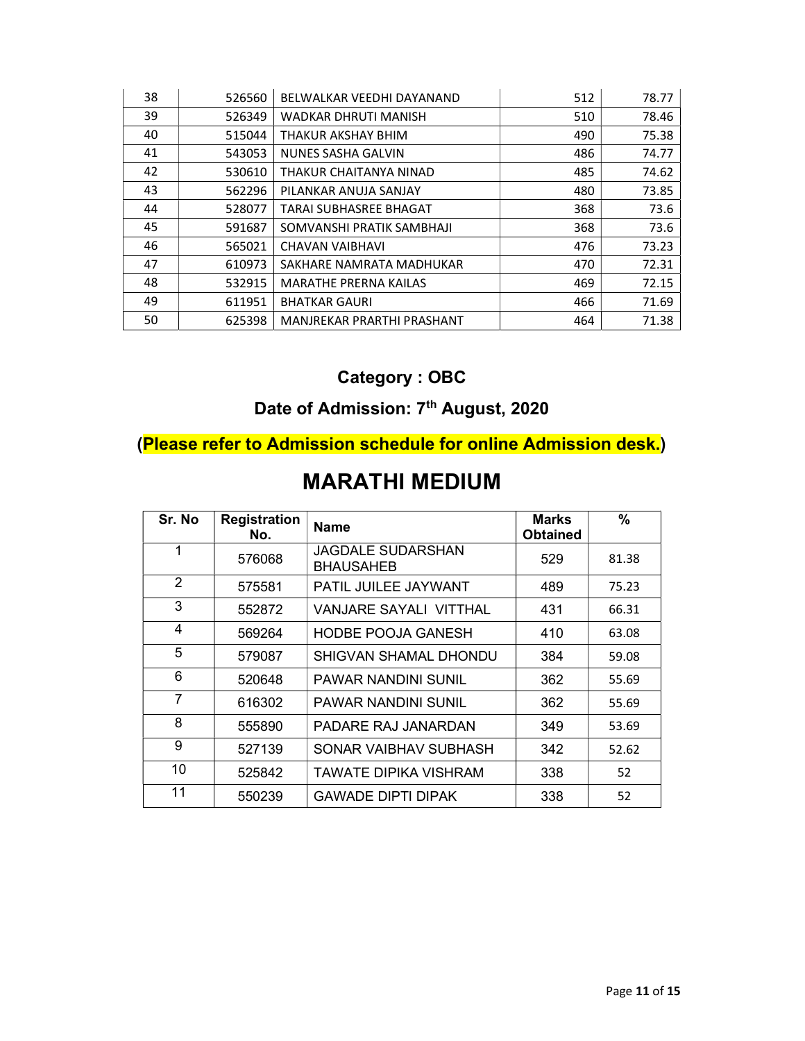| 38 | 526560 | BELWALKAR VEEDHI DAYANAND | 512 | 78.77 |
|---|---|---|---|---|
| 39 | 526349 | WADKAR DHRUTI MANISH | 510 | 78.46 |
| 40 | 515044 | THAKUR AKSHAY BHIM | 490 | 75.38 |
| 41 | 543053 | NUNES SASHA GALVIN | 486 | 74.77 |
| 42 | 530610 | THAKUR CHAITANYA NINAD | 485 | 74.62 |
| 43 | 562296 | PILANKAR ANUJA SANJAY | 480 | 73.85 |
| 44 | 528077 | TARAI SUBHASREE BHAGAT | 368 | 73.6 |
| 45 | 591687 | SOMVANSHI PRATIK SAMBHAJI | 368 | 73.6 |
| 46 | 565021 | CHAVAN VAIBHAVI | 476 | 73.23 |
| 47 | 610973 | SAKHARE NAMRATA MADHUKAR | 470 | 72.31 |
| 48 | 532915 | MARATHE PRERNA KAILAS | 469 | 72.15 |
| 49 | 611951 | BHATKAR GAURI | 466 | 71.69 |
| 50 | 625398 | MANJREKAR PRARTHI PRASHANT | 464 | 71.38 |

### Category : OBC

### Date of Admission: 7th August, 2020

**(Please refer to Admission schedule for online Admission desk.)**

# MARATHI MEDIUM

| Sr. No | Registration No. | Name | Marks Obtained | % |
|---|---|---|---|---|
| 1 | 576068 | JAGDALE SUDARSHAN BHAUSAHEB | 529 | 81.38 |
| 2 | 575581 | PATIL JUILEE JAYWANT | 489 | 75.23 |
| 3 | 552872 | VANJARE SAYALI VITTHAL | 431 | 66.31 |
| 4 | 569264 | HODBE POOJA GANESH | 410 | 63.08 |
| 5 | 579087 | SHIGVAN SHAMAL DHONDU | 384 | 59.08 |
| 6 | 520648 | PAWAR NANDINI SUNIL | 362 | 55.69 |
| 7 | 616302 | PAWAR NANDINI SUNIL | 362 | 55.69 |
| 8 | 555890 | PADARE RAJ JANARDAN | 349 | 53.69 |
| 9 | 527139 | SONAR VAIBHAV SUBHASH | 342 | 52.62 |
| 10 | 525842 | TAWATE DIPIKA VISHRAM | 338 | 52 |
| 11 | 550239 | GAWADE DIPTI DIPAK | 338 | 52 |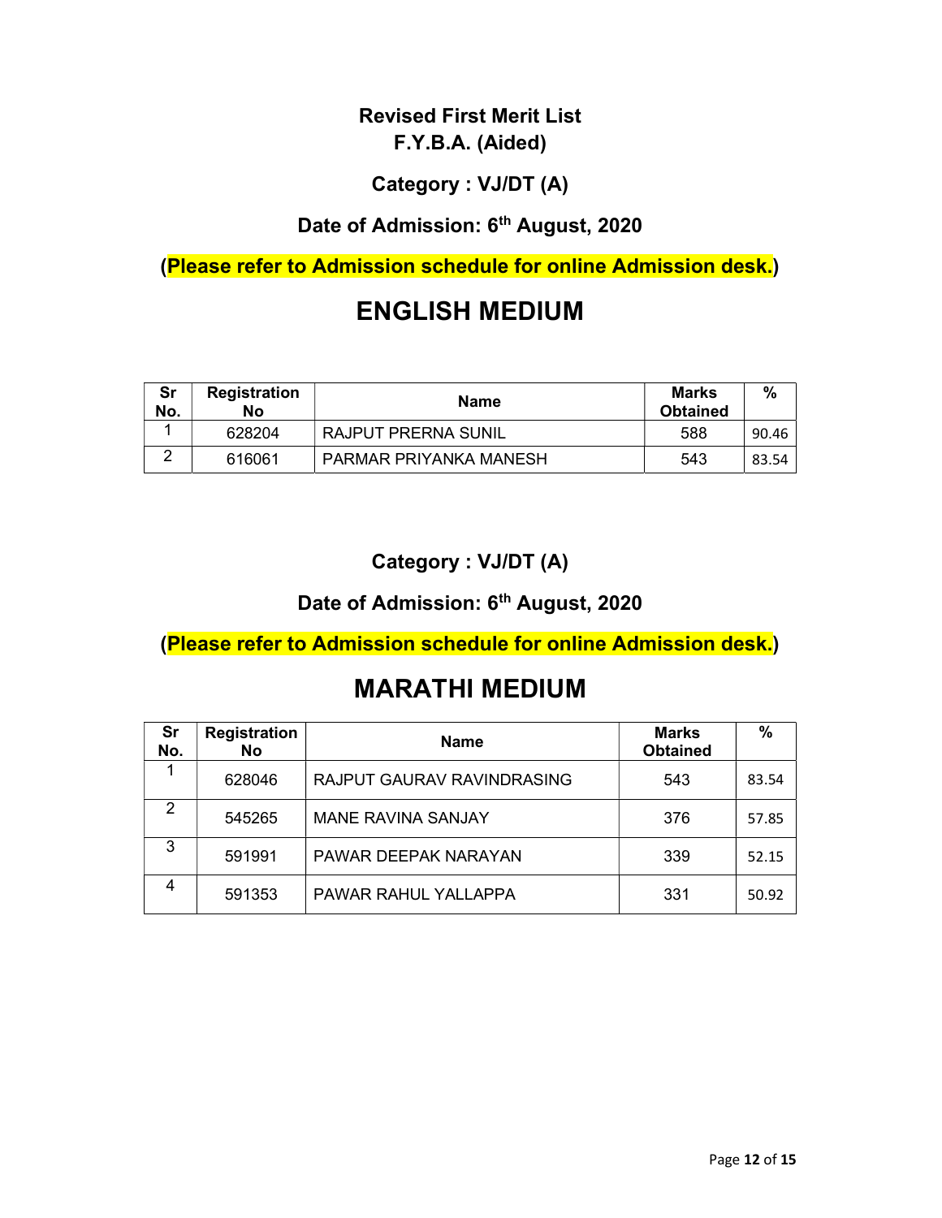**Revised First Merit List**
**F.Y.B.A. (Aided)**

**Category : VJ/DT (A)**

**Date of Admission: 6th August, 2020**

**(Please refer to Admission schedule for online Admission desk.)**

# ENGLISH MEDIUM

| Sr No. | Registration No | Name | Marks Obtained | % |
|---|---|---|---|---|
| 1 | 628204 | RAJPUT PRERNA SUNIL | 588 | 90.46 |
| 2 | 616061 | PARMAR PRIYANKA MANESH | 543 | 83.54 |

**Category : VJ/DT (A)**

**Date of Admission: 6th August, 2020**

**(Please refer to Admission schedule for online Admission desk.)**

# MARATHI MEDIUM

| Sr No. | Registration No | Name | Marks Obtained | % |
|---|---|---|---|---|
| 1 | 628046 | RAJPUT GAURAV RAVINDRASING | 543 | 83.54 |
| 2 | 545265 | MANE RAVINA SANJAY | 376 | 57.85 |
| 3 | 591991 | PAWAR DEEPAK NARAYAN | 339 | 52.15 |
| 4 | 591353 | PAWAR RAHUL YALLAPPA | 331 | 50.92 |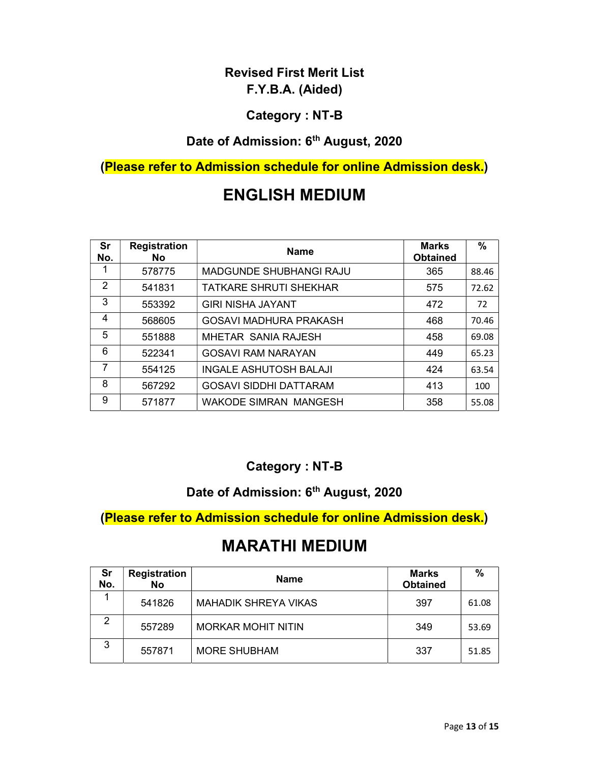**Revised First Merit List**
**F.Y.B.A. (Aided)**

**Category : NT-B**

**Date of Admission: 6th August, 2020**

**(Please refer to Admission schedule for online Admission desk.)**

# ENGLISH MEDIUM

| Sr No. | Registration No | Name | Marks Obtained | % |
|---|---|---|---|---|
| 1 | 578775 | MADGUNDE SHUBHANGI RAJU | 365 | 88.46 |
| 2 | 541831 | TATKARE SHRUTI SHEKHAR | 575 | 72.62 |
| 3 | 553392 | GIRI NISHA JAYANT | 472 | 72 |
| 4 | 568605 | GOSAVI MADHURA PRAKASH | 468 | 70.46 |
| 5 | 551888 | MHETAR SANIA RAJESH | 458 | 69.08 |
| 6 | 522341 | GOSAVI RAM NARAYAN | 449 | 65.23 |
| 7 | 554125 | INGALE ASHUTOSH BALAJI | 424 | 63.54 |
| 8 | 567292 | GOSAVI SIDDHI DATTARAM | 413 | 100 |
| 9 | 571877 | WAKODE SIMRAN MANGESH | 358 | 55.08 |

**Category : NT-B**

**Date of Admission: 6th August, 2020**

**(Please refer to Admission schedule for online Admission desk.)**

# MARATHI MEDIUM

| Sr No. | Registration No | Name | Marks Obtained | % |
|---|---|---|---|---|
| 1 | 541826 | MAHADIK SHREYA VIKAS | 397 | 61.08 |
| 2 | 557289 | MORKAR MOHIT NITIN | 349 | 53.69 |
| 3 | 557871 | MORE SHUBHAM | 337 | 51.85 |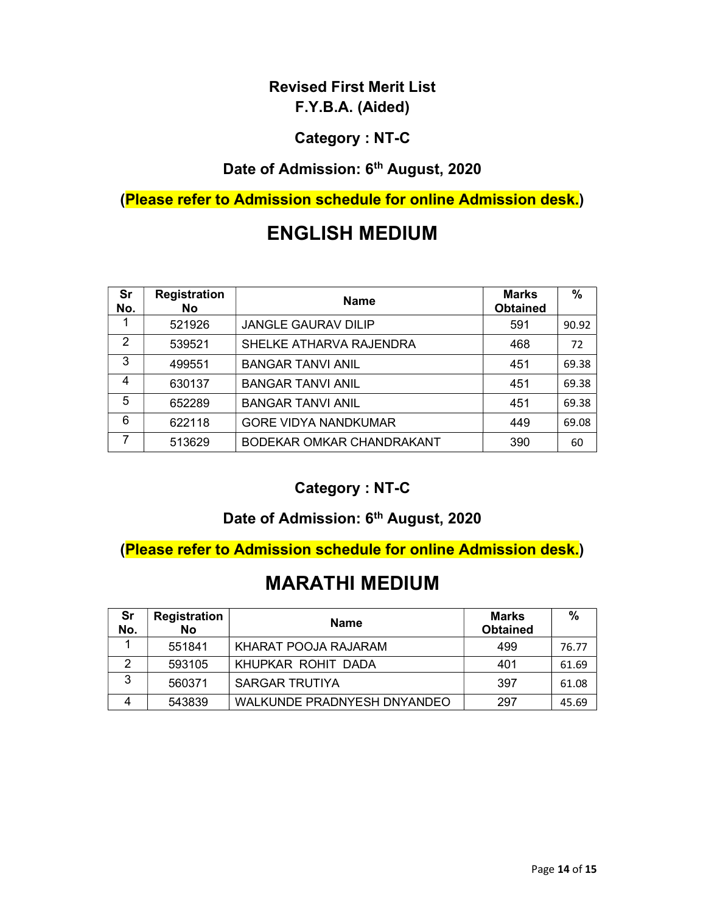**Revised First Merit List**
**F.Y.B.A. (Aided)**

**Category : NT-C**

**Date of Admission: 6th August, 2020**

**(Please refer to Admission schedule for online Admission desk.)**

# ENGLISH MEDIUM

| Sr No. | Registration No | Name | Marks Obtained | % |
|---|---|---|---|---|
| 1 | 521926 | JANGLE GAURAV DILIP | 591 | 90.92 |
| 2 | 539521 | SHELKE ATHARVA RAJENDRA | 468 | 72 |
| 3 | 499551 | BANGAR TANVI ANIL | 451 | 69.38 |
| 4 | 630137 | BANGAR TANVI ANIL | 451 | 69.38 |
| 5 | 652289 | BANGAR TANVI ANIL | 451 | 69.38 |
| 6 | 622118 | GORE VIDYA NANDKUMAR | 449 | 69.08 |
| 7 | 513629 | BODEKAR OMKAR CHANDRAKANT | 390 | 60 |

**Category : NT-C**

**Date of Admission: 6th August, 2020**

**(Please refer to Admission schedule for online Admission desk.)**

# MARATHI MEDIUM

| Sr No. | Registration No | Name | Marks Obtained | % |
|---|---|---|---|---|
| 1 | 551841 | KHARAT POOJA RAJARAM | 499 | 76.77 |
| 2 | 593105 | KHUPKAR ROHIT DADA | 401 | 61.69 |
| 3 | 560371 | SARGAR TRUTIYA | 397 | 61.08 |
| 4 | 543839 | WALKUNDE PRADNYESH DNYANDEO | 297 | 45.69 |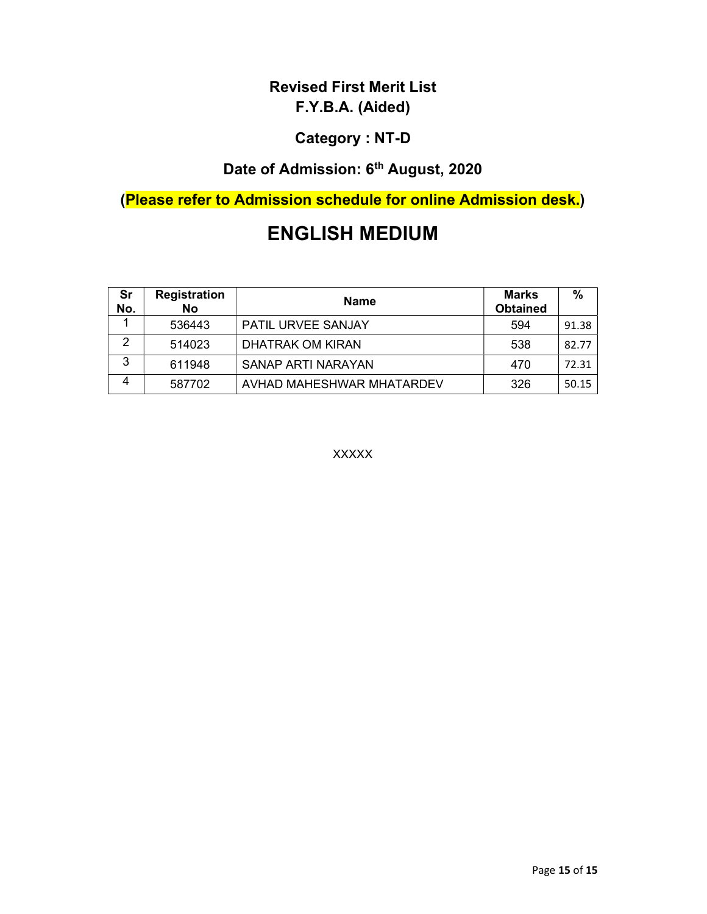**Revised First Merit List**
**F.Y.B.A. (Aided)**

**Category : NT-D**

**Date of Admission: 6th August, 2020**

**(Please refer to Admission schedule for online Admission desk.)**

# ENGLISH MEDIUM

| Sr No. | Registration No | Name | Marks Obtained | % |
|---|---|---|---|---|
| 1 | 536443 | PATIL URVEE SANJAY | 594 | 91.38 |
| 2 | 514023 | DHATRAK OM KIRAN | 538 | 82.77 |
| 3 | 611948 | SANAP ARTI NARAYAN | 470 | 72.31 |
| 4 | 587702 | AVHAD MAHESHWAR MHATARDEV | 326 | 50.15 |

XXXXX